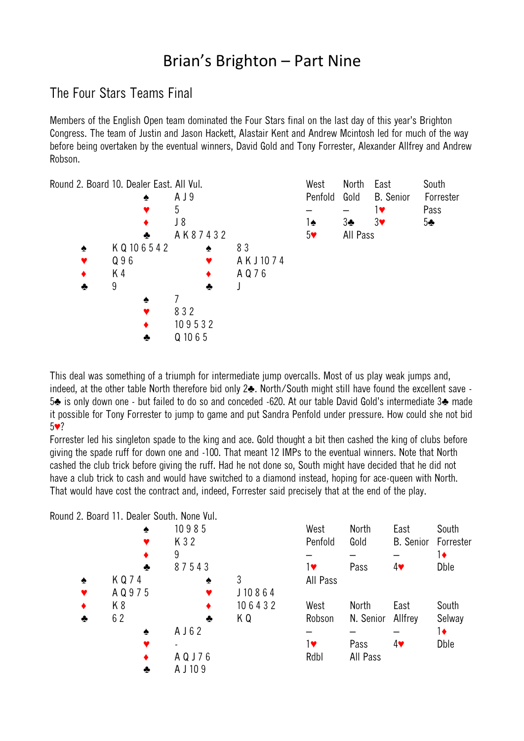# Brian's Brighton – Part Nine

## The Four Stars Teams Final

Members of the English Open team dominated the Four Stars final on the last day of this year's Brighton Congress. The team of Justin and Jason Hackett, Alastair Kent and Andrew Mcintosh led for much of the way before being overtaken by the eventual winners, David Gold and Tony Forrester, Alexander Allfrey and Andrew Robson.

Round 2. Board 10. Dealer East. All Vul.

```
                ♠ A J 9
                ♥ 5
                ♦ J 8
                ♣ A K 8 7 4 3 2
♠ K Q 10 6 5 4 2          ♠ 8 3
♥ Q 9 6                   ♥ A K J 10 7 4
♦ K 4                     ♦ A Q 7 6
♣ 9                       ♣ J
                ♠ 7
                ♥ 8 3 2
                ♦ 10 9 5 3 2
                ♣ Q 10 6 5
```

| West | North | East | South |
|---|---|---|---|
| Penfold | Gold | B. Senior | Forrester |
| – | – | 1♥ | Pass |
| 1♠ | 3♣ | 3♥ | 5♣ |
| 5♥ | All Pass | | |

This deal was something of a triumph for intermediate jump overcalls. Most of us play weak jumps and, indeed, at the other table North therefore bid only 2♣. North/South might still have found the excellent save - 5♣ is only down one - but failed to do so and conceded -620. At our table David Gold's intermediate 3♣ made it possible for Tony Forrester to jump to game and put Sandra Penfold under pressure. How could she not bid 5♥?

Forrester led his singleton spade to the king and ace. Gold thought a bit then cashed the king of clubs before giving the spade ruff for down one and -100. That meant 12 IMPs to the eventual winners. Note that North cashed the club trick before giving the ruff. Had he not done so, South might have decided that he did not have a club trick to cash and would have switched to a diamond instead, hoping for ace-queen with North. That would have cost the contract and, indeed, Forrester said precisely that at the end of the play.

Round 2. Board 11. Dealer South. None Vul.

```
                ♠ 10 9 8 5
                ♥ K 3 2
                ♦ 9
                ♣ 8 7 5 4 3
♠ K Q 7 4                 ♠ 3
♥ A Q 9 7 5               ♥ J 10 8 6 4
♦ K 8                     ♦ 10 6 4 3 2
♣ 6 2                     ♣ K Q
                ♠ A J 6 2
                ♥ -
                ♦ A Q J 7 6
                ♣ A J 10 9
```

| West | North | East | South |
|---|---|---|---|
| Penfold | Gold | B. Senior | Forrester |
| – | – | – | 1♦ |
| 1♥ | Pass | 4♥ | Dble |
| All Pass | | | |

| West | North | East | South |
|---|---|---|---|
| Robson | N. Senior | Allfrey | Selway |
| – | – | – | 1♦ |
| 1♥ | Pass | 4♥ | Dble |
| Rdbl | All Pass | | |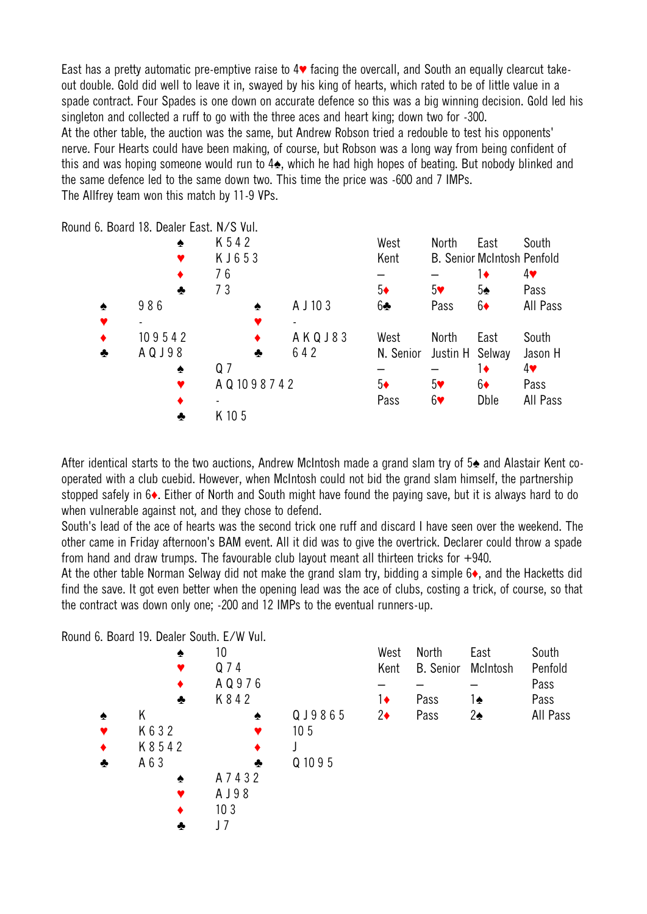East has a pretty automatic pre-emptive raise to 4♥ facing the overcall, and South an equally clearcut take-out double. Gold did well to leave it in, swayed by his king of hearts, which rated to be of little value in a spade contract. Four Spades is one down on accurate defence so this was a big winning decision. Gold led his singleton and collected a ruff to go with the three aces and heart king; down two for -300.

At the other table, the auction was the same, but Andrew Robson tried a redouble to test his opponents' nerve. Four Hearts could have been making, of course, but Robson was a long way from being confident of this and was hoping someone would run to 4♠, which he had high hopes of beating. But nobody blinked and the same defence led to the same down two. This time the price was -600 and 7 IMPs.

The Allfrey team won this match by 11-9 VPs.

Round 6. Board 18. Dealer East. N/S Vul.

```
              ♠ K 5 4 2
              ♥ K J 6 5 3
              ♦ 7 6
              ♣ 7 3
♠ 9 8 6                   ♠ A J 10 3
♥ -                       ♥ -
♦ 10 9 5 4 2              ♦ A K Q J 8 3
♣ A Q J 9 8               ♣ 6 4 2
              ♠ Q 7
              ♥ A Q 10 9 8 7 4 2
              ♦ -
              ♣ K 10 5
```

| West | North | East | South |
|---|---|---|---|
| Kent | B. Senior | McIntosh | Penfold |
| – | – | 1♦ | 4♥ |
| 5♦ | 5♥ | 5♠ | Pass |
| 6♣ | Pass | 6♦ | All Pass |

| West | North | East | South |
|---|---|---|---|
| N. Senior | Justin H | Selway | Jason H |
| – | – | 1♦ | 4♥ |
| 5♦ | 5♥ | 6♦ | Pass |
| Pass | 6♥ | Dble | All Pass |

After identical starts to the two auctions, Andrew McIntosh made a grand slam try of 5♠ and Alastair Kent co-operated with a club cuebid. However, when McIntosh could not bid the grand slam himself, the partnership stopped safely in 6♦. Either of North and South might have found the paying save, but it is always hard to do when vulnerable against not, and they chose to defend.

South's lead of the ace of hearts was the second trick one ruff and discard I have seen over the weekend. The other came in Friday afternoon's BAM event. All it did was to give the overtrick. Declarer could throw a spade from hand and draw trumps. The favourable club layout meant all thirteen tricks for +940.

At the other table Norman Selway did not make the grand slam try, bidding a simple 6♦, and the Hacketts did find the save. It got even better when the opening lead was the ace of clubs, costing a trick, of course, so that the contract was down only one; -200 and 12 IMPs to the eventual runners-up.

Round 6. Board 19. Dealer South. E/W Vul.

```
              ♠ 10
              ♥ Q 7 4
              ♦ A Q 9 7 6
              ♣ K 8 4 2
♠ K                       ♠ Q J 9 8 6 5
♥ K 6 3 2                 ♥ 10 5
♦ K 8 5 4 2               ♦ J
♣ A 6 3                   ♣ Q 10 9 5
              ♠ A 7 4 3 2
              ♥ A J 9 8
              ♦ 10 3
              ♣ J 7
```

| West | North | East | South |
|---|---|---|---|
| Kent | B. Senior | McIntosh | Penfold |
| – | – | – | Pass |
| 1♦ | Pass | 1♠ | Pass |
| 2♦ | Pass | 2♠ | All Pass |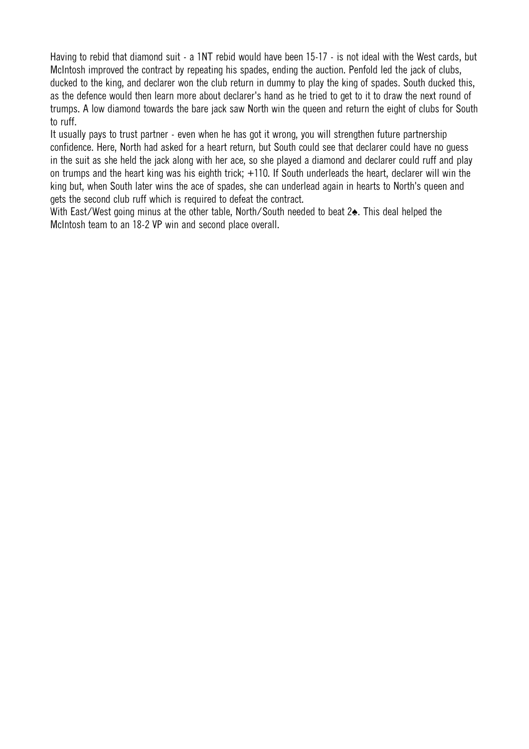Having to rebid that diamond suit - a 1NT rebid would have been 15-17 - is not ideal with the West cards, but McIntosh improved the contract by repeating his spades, ending the auction. Penfold led the jack of clubs, ducked to the king, and declarer won the club return in dummy to play the king of spades. South ducked this, as the defence would then learn more about declarer's hand as he tried to get to it to draw the next round of trumps. A low diamond towards the bare jack saw North win the queen and return the eight of clubs for South to ruff.

It usually pays to trust partner - even when he has got it wrong, you will strengthen future partnership confidence. Here, North had asked for a heart return, but South could see that declarer could have no guess in the suit as she held the jack along with her ace, so she played a diamond and declarer could ruff and play on trumps and the heart king was his eighth trick; +110. If South underleads the heart, declarer will win the king but, when South later wins the ace of spades, she can underlead again in hearts to North's queen and gets the second club ruff which is required to defeat the contract.

With East/West going minus at the other table, North/South needed to beat 2♠. This deal helped the McIntosh team to an 18-2 VP win and second place overall.